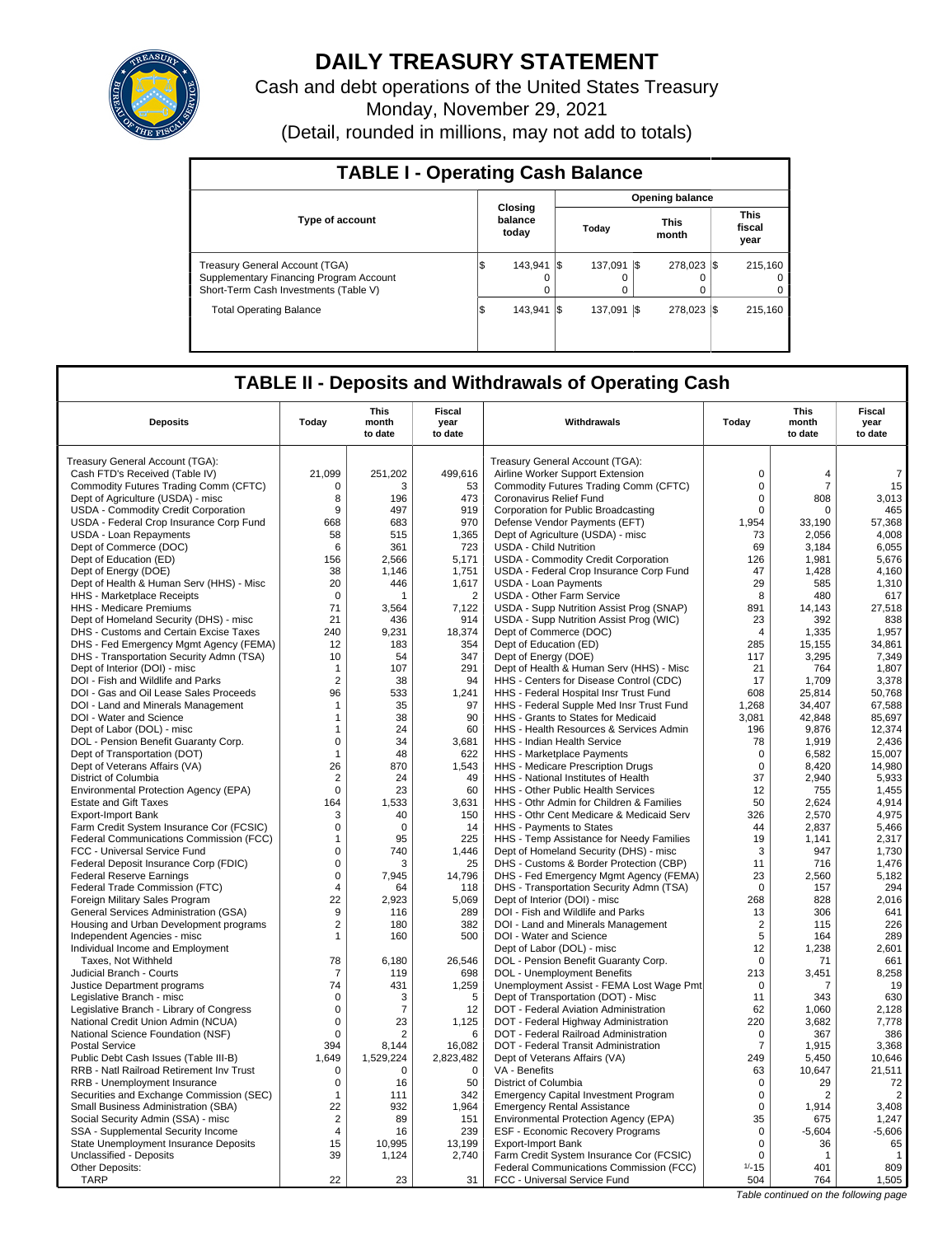# DAILY TREASURY STATEMENT

Cash and debt operations of the United States Treasury

Monday, November 29, 2021

(Detail, rounded in millions, may not add to totals)

## TABLE I - Operating Cash Balance

| Type of account | Closing balance today | Opening balance Today | Opening balance This month | Opening balance This fiscal year |
|---|---|---|---|---|
| Treasury General Account (TGA) | $ 143,941 | $ 137,091 | $ 278,023 | $ 215,160 |
| Supplementary Financing Program Account | 0 | 0 | 0 | 0 |
| Short-Term Cash Investments (Table V) | 0 | 0 | 0 | 0 |
| Total Operating Balance | $ 143,941 | $ 137,091 | $ 278,023 | $ 215,160 |

## TABLE II - Deposits and Withdrawals of Operating Cash

| Deposits | Today | This month to date | Fiscal year to date | Withdrawals | Today | This month to date | Fiscal year to date |
|---|---|---|---|---|---|---|---|
| Treasury General Account (TGA): | | | | Treasury General Account (TGA): | | | |
| Cash FTD's Received (Table IV) | 21,099 | 251,202 | 499,616 | Airline Worker Support Extension | 0 | 4 | 7 |
| Commodity Futures Trading Comm (CFTC) | 0 | 3 | 53 | Commodity Futures Trading Comm (CFTC) | 0 | 7 | 15 |
| Dept of Agriculture (USDA) - misc | 8 | 196 | 473 | Coronavirus Relief Fund | 0 | 808 | 3,013 |
| USDA - Commodity Credit Corporation | 9 | 497 | 919 | Corporation for Public Broadcasting | 0 | 0 | 465 |
| USDA - Federal Crop Insurance Corp Fund | 668 | 683 | 970 | Defense Vendor Payments (EFT) | 1,954 | 33,190 | 57,368 |
| USDA - Loan Repayments | 58 | 515 | 1,365 | Dept of Agriculture (USDA) - misc | 73 | 2,056 | 4,008 |
| Dept of Commerce (DOC) | 6 | 361 | 723 | USDA - Child Nutrition | 69 | 3,184 | 6,055 |
| Dept of Education (ED) | 156 | 2,566 | 5,171 | USDA - Commodity Credit Corporation | 126 | 1,981 | 5,676 |
| Dept of Energy (DOE) | 38 | 1,146 | 1,751 | USDA - Federal Crop Insurance Corp Fund | 47 | 1,428 | 4,160 |
| Dept of Health & Human Serv (HHS) - Misc | 20 | 446 | 1,617 | USDA - Loan Payments | 29 | 585 | 1,310 |
| HHS - Marketplace Receipts | 0 | 1 | 2 | USDA - Other Farm Service | 8 | 480 | 617 |
| HHS - Medicare Premiums | 71 | 3,564 | 7,122 | USDA - Supp Nutrition Assist Prog (SNAP) | 891 | 14,143 | 27,518 |
| Dept of Homeland Security (DHS) - misc | 21 | 436 | 914 | USDA - Supp Nutrition Assist Prog (WIC) | 23 | 392 | 838 |
| DHS - Customs and Certain Excise Taxes | 240 | 9,231 | 18,374 | Dept of Commerce (DOC) | 4 | 1,335 | 1,957 |
| DHS - Fed Emergency Mgmt Agency (FEMA) | 12 | 183 | 354 | Dept of Education (ED) | 285 | 15,155 | 34,861 |
| DHS - Transportation Security Admn (TSA) | 10 | 54 | 347 | Dept of Energy (DOE) | 117 | 3,295 | 7,349 |
| Dept of Interior (DOI) - misc | 1 | 107 | 291 | Dept of Health & Human Serv (HHS) - Misc | 21 | 764 | 1,807 |
| DOI - Fish and Wildlife and Parks | 2 | 38 | 94 | HHS - Centers for Disease Control (CDC) | 17 | 1,709 | 3,378 |
| DOI - Gas and Oil Lease Sales Proceeds | 96 | 533 | 1,241 | HHS - Federal Hospital Insr Trust Fund | 608 | 25,814 | 50,768 |
| DOI - Land and Minerals Management | 1 | 35 | 97 | HHS - Federal Supple Med Insr Trust Fund | 1,268 | 34,407 | 67,588 |
| DOI - Water and Science | 1 | 38 | 90 | HHS - Grants to States for Medicaid | 3,081 | 42,848 | 85,697 |
| Dept of Labor (DOL) - misc | 1 | 24 | 60 | HHS - Health Resources & Services Admin | 196 | 9,876 | 12,374 |
| DOL - Pension Benefit Guaranty Corp. | 0 | 34 | 3,681 | HHS - Indian Health Service | 78 | 1,919 | 2,436 |
| Dept of Transportation (DOT) | 1 | 48 | 622 | HHS - Marketplace Payments | 0 | 6,582 | 15,007 |
| Dept of Veterans Affairs (VA) | 26 | 870 | 1,543 | HHS - Medicare Prescription Drugs | 0 | 8,420 | 14,980 |
| District of Columbia | 2 | 24 | 49 | HHS - National Institutes of Health | 37 | 2,940 | 5,933 |
| Environmental Protection Agency (EPA) | 0 | 23 | 60 | HHS - Other Public Health Services | 12 | 755 | 1,455 |
| Estate and Gift Taxes | 164 | 1,533 | 3,631 | HHS - Othr Admin for Children & Families | 50 | 2,624 | 4,914 |
| Export-Import Bank | 3 | 40 | 150 | HHS - Othr Cent Medicare & Medicaid Serv | 326 | 2,570 | 4,975 |
| Farm Credit System Insurance Cor (FCSIC) | 0 | 0 | 14 | HHS - Payments to States | 44 | 2,837 | 5,466 |
| Federal Communications Commission (FCC) | 1 | 95 | 225 | HHS - Temp Assistance for Needy Families | 19 | 1,141 | 2,317 |
| FCC - Universal Service Fund | 0 | 740 | 1,446 | Dept of Homeland Security (DHS) - misc | 3 | 947 | 1,730 |
| Federal Deposit Insurance Corp (FDIC) | 0 | 3 | 25 | DHS - Customs & Border Protection (CBP) | 11 | 716 | 1,476 |
| Federal Reserve Earnings | 0 | 7,945 | 14,796 | DHS - Fed Emergency Mgmt Agency (FEMA) | 23 | 2,560 | 5,182 |
| Federal Trade Commission (FTC) | 4 | 64 | 118 | DHS - Transportation Security Admn (TSA) | 0 | 157 | 294 |
| Foreign Military Sales Program | 22 | 2,923 | 5,069 | Dept of Interior (DOI) - misc | 268 | 828 | 2,016 |
| General Services Administration (GSA) | 9 | 116 | 289 | DOI - Fish and Wildlife and Parks | 13 | 306 | 641 |
| Housing and Urban Development programs | 2 | 180 | 382 | DOI - Land and Minerals Management | 2 | 115 | 226 |
| Independent Agencies - misc | 1 | 160 | 500 | DOI - Water and Science | 5 | 164 | 289 |
| Individual Income and Employment | | | | Dept of Labor (DOL) - misc | 12 | 1,238 | 2,601 |
| Taxes, Not Withheld | 78 | 6,180 | 26,546 | DOL - Pension Benefit Guaranty Corp. | 0 | 71 | 661 |
| Judicial Branch - Courts | 7 | 119 | 698 | DOL - Unemployment Benefits | 213 | 3,451 | 8,258 |
| Justice Department programs | 74 | 431 | 1,259 | Unemployment Assist - FEMA Lost Wage Pmt | 0 | 7 | 19 |
| Legislative Branch - misc | 0 | 3 | 5 | Dept of Transportation (DOT) - Misc | 11 | 343 | 630 |
| Legislative Branch - Library of Congress | 0 | 7 | 12 | DOT - Federal Aviation Administration | 62 | 1,060 | 2,128 |
| National Credit Union Admin (NCUA) | 0 | 23 | 1,125 | DOT - Federal Highway Administration | 220 | 3,682 | 7,778 |
| National Science Foundation (NSF) | 0 | 2 | 6 | DOT - Federal Railroad Administration | 0 | 367 | 386 |
| Postal Service | 394 | 8,144 | 16,082 | DOT - Federal Transit Administration | 7 | 1,915 | 3,368 |
| Public Debt Cash Issues (Table III-B) | 1,649 | 1,529,224 | 2,823,482 | Dept of Veterans Affairs (VA) | 249 | 5,450 | 10,646 |
| RRB - Natl Railroad Retirement Inv Trust | 0 | 0 | 0 | VA - Benefits | 63 | 10,647 | 21,511 |
| RRB - Unemployment Insurance | 0 | 16 | 50 | District of Columbia | 0 | 29 | 72 |
| Securities and Exchange Commission (SEC) | 1 | 111 | 342 | Emergency Capital Investment Program | 0 | 2 | 2 |
| Small Business Administration (SBA) | 22 | 932 | 1,964 | Emergency Rental Assistance | 0 | 1,914 | 3,408 |
| Social Security Admin (SSA) - misc | 2 | 89 | 151 | Environmental Protection Agency (EPA) | 35 | 675 | 1,247 |
| SSA - Supplemental Security Income | 4 | 16 | 239 | ESF - Economic Recovery Programs | 0 | -5,604 | -5,606 |
| State Unemployment Insurance Deposits | 15 | 10,995 | 13,199 | Export-Import Bank | 0 | 36 | 65 |
| Unclassified - Deposits | 39 | 1,124 | 2,740 | Farm Credit System Insurance Cor (FCSIC) | 0 | 1 | 1 |
| Other Deposits: | | | | Federal Communications Commission (FCC) | 1/-15 | 401 | 809 |
| TARP | 22 | 23 | 31 | FCC - Universal Service Fund | 504 | 764 | 1,505 |

*Table continued on the following page*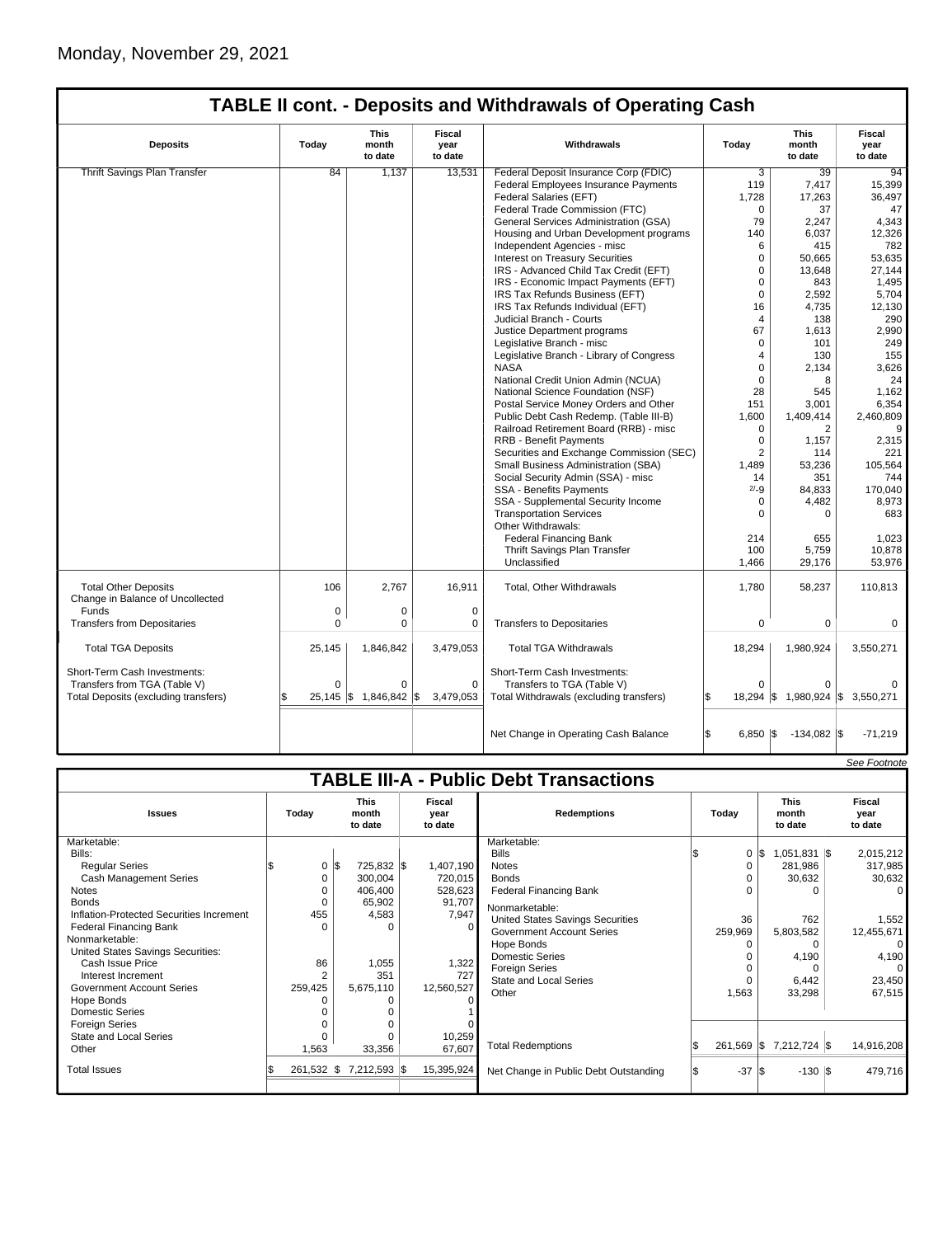Monday, November 29, 2021

## TABLE II cont. - Deposits and Withdrawals of Operating Cash

| Deposits | Today | This month to date | Fiscal year to date | Withdrawals | Today | This month to date | Fiscal year to date |
|---|---|---|---|---|---|---|---|
| Thrift Savings Plan Transfer | 84 | 1,137 | 13,531 | Federal Deposit Insurance Corp (FDIC) | 3 | 39 | 94 |
| | | | | Federal Employees Insurance Payments | 119 | 7,417 | 15,399 |
| | | | | Federal Salaries (EFT) | 1,728 | 17,263 | 36,497 |
| | | | | Federal Trade Commission (FTC) | 0 | 37 | 47 |
| | | | | General Services Administration (GSA) | 79 | 2,247 | 4,343 |
| | | | | Housing and Urban Development programs | 140 | 6,037 | 12,326 |
| | | | | Independent Agencies - misc | 6 | 415 | 782 |
| | | | | Interest on Treasury Securities | 0 | 50,665 | 53,635 |
| | | | | IRS - Advanced Child Tax Credit (EFT) | 0 | 13,648 | 27,144 |
| | | | | IRS - Economic Impact Payments (EFT) | 0 | 843 | 1,495 |
| | | | | IRS Tax Refunds Business (EFT) | 0 | 2,592 | 5,704 |
| | | | | IRS Tax Refunds Individual (EFT) | 16 | 4,735 | 12,130 |
| | | | | Judicial Branch - Courts | 4 | 138 | 290 |
| | | | | Justice Department programs | 67 | 1,613 | 2,990 |
| | | | | Legislative Branch - misc | 0 | 101 | 249 |
| | | | | Legislative Branch - Library of Congress | 4 | 130 | 155 |
| | | | | NASA | 0 | 2,134 | 3,626 |
| | | | | National Credit Union Admin (NCUA) | 0 | 8 | 24 |
| | | | | National Science Foundation (NSF) | 28 | 545 | 1,162 |
| | | | | Postal Service Money Orders and Other | 151 | 3,001 | 6,354 |
| | | | | Public Debt Cash Redemp. (Table III-B) | 1,600 | 1,409,414 | 2,460,809 |
| | | | | Railroad Retirement Board (RRB) - misc | 0 | 2 | 9 |
| | | | | RRB - Benefit Payments | 0 | 1,157 | 2,315 |
| | | | | Securities and Exchange Commission (SEC) | 2 | 114 | 221 |
| | | | | Small Business Administration (SBA) | 1,489 | 53,236 | 105,564 |
| | | | | Social Security Admin (SSA) - misc | 14 | 351 | 744 |
| | | | | SSA - Benefits Payments | 2/-9 | 84,833 | 170,040 |
| | | | | SSA - Supplemental Security Income | 0 | 4,482 | 8,973 |
| | | | | Transportation Services | 0 | 0 | 683 |
| | | | | Other Withdrawals: | | | |
| | | | | Federal Financing Bank | 214 | 655 | 1,023 |
| | | | | Thrift Savings Plan Transfer | 100 | 5,759 | 10,878 |
| | | | | Unclassified | 1,466 | 29,176 | 53,976 |
| Total Other Deposits | 106 | 2,767 | 16,911 | Total, Other Withdrawals | 1,780 | 58,237 | 110,813 |
| Change in Balance of Uncollected Funds | 0 | 0 | 0 | | | | |
| Transfers from Depositaries | 0 | 0 | 0 | Transfers to Depositaries | 0 | 0 | 0 |
| Total TGA Deposits | 25,145 | 1,846,842 | 3,479,053 | Total TGA Withdrawals | 18,294 | 1,980,924 | 3,550,271 |
| Short-Term Cash Investments: | | | | Short-Term Cash Investments: | | | |
| Transfers from TGA (Table V) | 0 | 0 | 0 | Transfers to TGA (Table V) | 0 | 0 | 0 |
| Total Deposits (excluding transfers) | $ 25,145 | $ 1,846,842 | $ 3,479,053 | Total Withdrawals (excluding transfers) | $ 18,294 | $ 1,980,924 | $ 3,550,271 |
| | | | | Net Change in Operating Cash Balance | $ 6,850 | $ -134,082 | $ -71,219 |

*See Footnote*

## TABLE III-A - Public Debt Transactions

| Issues | Today | This month to date | Fiscal year to date | Redemptions | Today | This month to date | Fiscal year to date |
|---|---|---|---|---|---|---|---|
| Marketable: | | | | Marketable: | | | |
| Bills: | | | | Bills | $ 0 | $ 1,051,831 | $ 2,015,212 |
| Regular Series | $ 0 | $ 725,832 | $ 1,407,190 | Notes | 0 | 281,986 | 317,985 |
| Cash Management Series | 0 | 300,004 | 720,015 | Bonds | 0 | 30,632 | 30,632 |
| Notes | 0 | 406,400 | 528,623 | Federal Financing Bank | 0 | 0 | 0 |
| Bonds | 0 | 65,902 | 91,707 | Nonmarketable: | | | |
| Inflation-Protected Securities Increment | 455 | 4,583 | 7,947 | United States Savings Securities | 36 | 762 | 1,552 |
| Federal Financing Bank | 0 | 0 | 0 | Government Account Series | 259,969 | 5,803,582 | 12,455,671 |
| Nonmarketable: | | | | Hope Bonds | 0 | 0 | 0 |
| United States Savings Securities: | | | | Domestic Series | 0 | 4,190 | 4,190 |
| Cash Issue Price | 86 | 1,055 | 1,322 | Foreign Series | 0 | 0 | 0 |
| Interest Increment | 2 | 351 | 727 | State and Local Series | 0 | 6,442 | 23,450 |
| Government Account Series | 259,425 | 5,675,110 | 12,560,527 | Other | 1,563 | 33,298 | 67,515 |
| Hope Bonds | 0 | 0 | 0 | | | | |
| Domestic Series | 0 | 0 | 1 | | | | |
| Foreign Series | 0 | 0 | 0 | | | | |
| State and Local Series | 0 | 0 | 10,259 | | | | |
| Other | 1,563 | 33,356 | 67,607 | Total Redemptions | $ 261,569 | $ 7,212,724 | $ 14,916,208 |
| Total Issues | $ 261,532 | $ 7,212,593 | $ 15,395,924 | Net Change in Public Debt Outstanding | $ -37 | $ -130 | $ 479,716 |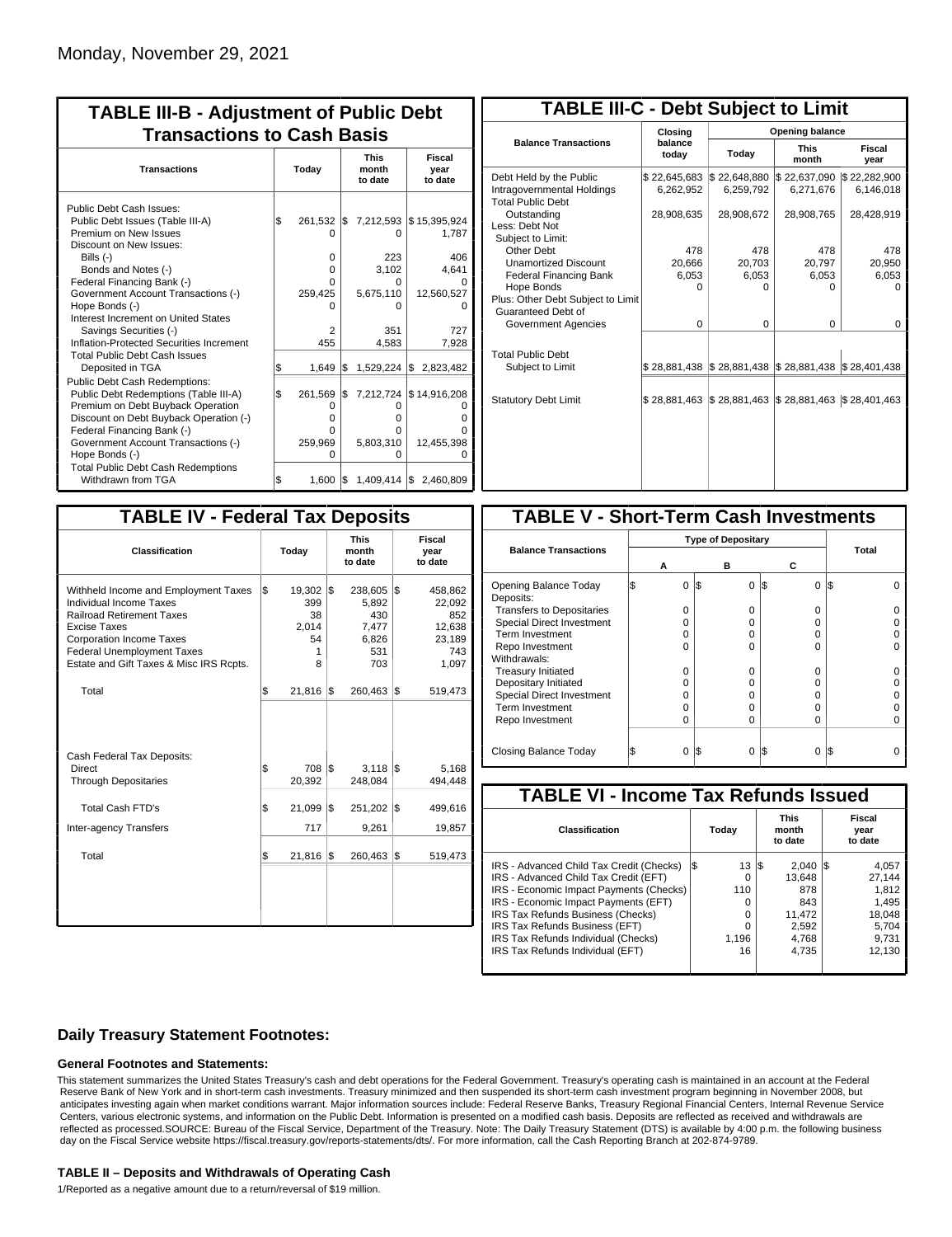Monday, November 29, 2021

## TABLE III-B - Adjustment of Public Debt Transactions to Cash Basis

| Transactions | Today | This month to date | Fiscal year to date |
|---|---|---|---|
| Public Debt Cash Issues: | | | |
| Public Debt Issues (Table III-A) | $ 261,532 | $ 7,212,593 | $ 15,395,924 |
| Premium on New Issues | 0 | 0 | 1,787 |
| Discount on New Issues: | | | |
| Bills (-) | 0 | 223 | 406 |
| Bonds and Notes (-) | 0 | 3,102 | 4,641 |
| Federal Financing Bank (-) | 0 | 0 | 0 |
| Government Account Transactions (-) | 259,425 | 5,675,110 | 12,560,527 |
| Hope Bonds (-) | 0 | 0 | 0 |
| Interest Increment on United States Savings Securities (-) | 2 | 351 | 727 |
| Inflation-Protected Securities Increment | 455 | 4,583 | 7,928 |
| Total Public Debt Cash Issues Deposited in TGA | $ 1,649 | $ 1,529,224 | $ 2,823,482 |
| Public Debt Cash Redemptions: | | | |
| Public Debt Redemptions (Table III-A) | $ 261,569 | $ 7,212,724 | $ 14,916,208 |
| Premium on Debt Buyback Operation | 0 | 0 | 0 |
| Discount on Debt Buyback Operation (-) | 0 | 0 | 0 |
| Federal Financing Bank (-) | 0 | 0 | 0 |
| Government Account Transactions (-) | 259,969 | 5,803,310 | 12,455,398 |
| Hope Bonds (-) | 0 | 0 | 0 |
| Total Public Debt Cash Redemptions Withdrawn from TGA | $ 1,600 | $ 1,409,414 | $ 2,460,809 |

## TABLE III-C - Debt Subject to Limit

| Balance Transactions | Closing balance today | Opening balance Today | Opening balance This month | Opening balance Fiscal year |
|---|---|---|---|---|
| Debt Held by the Public | $ 22,645,683 | $ 22,648,880 | $ 22,637,090 | $ 22,282,900 |
| Intragovernmental Holdings | 6,262,952 | 6,259,792 | 6,271,676 | 6,146,018 |
| Total Public Debt Outstanding | 28,908,635 | 28,908,672 | 28,908,765 | 28,428,919 |
| Less: Debt Not Subject to Limit: | | | | |
| Other Debt | 478 | 478 | 478 | 478 |
| Unamortized Discount | 20,666 | 20,703 | 20,797 | 20,950 |
| Federal Financing Bank | 6,053 | 6,053 | 6,053 | 6,053 |
| Hope Bonds | 0 | 0 | 0 | 0 |
| Plus: Other Debt Subject to Limit Guaranteed Debt of Government Agencies | 0 | 0 | 0 | 0 |
| Total Public Debt Subject to Limit | $ 28,881,438 | $ 28,881,438 | $ 28,881,438 | $ 28,401,438 |
| Statutory Debt Limit | $ 28,881,463 | $ 28,881,463 | $ 28,881,463 | $ 28,401,463 |

## TABLE IV - Federal Tax Deposits

| Classification | Today | This month to date | Fiscal year to date |
|---|---|---|---|
| Withheld Income and Employment Taxes | $ 19,302 | $ 238,605 | $ 458,862 |
| Individual Income Taxes | 399 | 5,892 | 22,092 |
| Railroad Retirement Taxes | 38 | 430 | 852 |
| Excise Taxes | 2,014 | 7,477 | 12,638 |
| Corporation Income Taxes | 54 | 6,826 | 23,189 |
| Federal Unemployment Taxes | 1 | 531 | 743 |
| Estate and Gift Taxes & Misc IRS Rcpts. | 8 | 703 | 1,097 |
| Total | $ 21,816 | $ 260,463 | $ 519,473 |
| Cash Federal Tax Deposits: | | | |
| Direct | $ 708 | $ 3,118 | $ 5,168 |
| Through Depositaries | 20,392 | 248,084 | 494,448 |
| Total Cash FTD's | $ 21,099 | $ 251,202 | $ 499,616 |
| Inter-agency Transfers | 717 | 9,261 | 19,857 |
| Total | $ 21,816 | $ 260,463 | $ 519,473 |

## TABLE V - Short-Term Cash Investments

| Balance Transactions | Type of Depositary A | B | C | Total |
|---|---|---|---|---|
| Opening Balance Today | $ 0 | $ 0 | $ 0 | $ 0 |
| Deposits: | | | | |
| Transfers to Depositaries | 0 | 0 | 0 | 0 |
| Special Direct Investment | 0 | 0 | 0 | 0 |
| Term Investment | 0 | 0 | 0 | 0 |
| Repo Investment | 0 | 0 | 0 | 0 |
| Withdrawals: | | | | |
| Treasury Initiated | 0 | 0 | 0 | 0 |
| Depositary Initiated | 0 | 0 | 0 | 0 |
| Special Direct Investment | 0 | 0 | 0 | 0 |
| Term Investment | 0 | 0 | 0 | 0 |
| Repo Investment | 0 | 0 | 0 | 0 |
| Closing Balance Today | $ 0 | $ 0 | $ 0 | $ 0 |

## TABLE VI - Income Tax Refunds Issued

| Classification | Today | This month to date | Fiscal year to date |
|---|---|---|---|
| IRS - Advanced Child Tax Credit (Checks) | $ 13 | $ 2,040 | $ 4,057 |
| IRS - Advanced Child Tax Credit (EFT) | 0 | 13,648 | 27,144 |
| IRS - Economic Impact Payments (Checks) | 110 | 878 | 1,812 |
| IRS - Economic Impact Payments (EFT) | 0 | 843 | 1,495 |
| IRS Tax Refunds Business (Checks) | 0 | 11,472 | 18,048 |
| IRS Tax Refunds Business (EFT) | 0 | 2,592 | 5,704 |
| IRS Tax Refunds Individual (Checks) | 1,196 | 4,768 | 9,731 |
| IRS Tax Refunds Individual (EFT) | 16 | 4,735 | 12,130 |

### Daily Treasury Statement Footnotes:

#### General Footnotes and Statements:

This statement summarizes the United States Treasury's cash and debt operations for the Federal Government. Treasury's operating cash is maintained in an account at the Federal Reserve Bank of New York and in short-term cash investments. Treasury minimized and then suspended its short-term cash investment program beginning in November 2008, but anticipates investing again when market conditions warrant. Major information sources include: Federal Reserve Banks, Treasury Regional Financial Centers, Internal Revenue Service Centers, various electronic systems, and information on the Public Debt. Information is presented on a modified cash basis. Deposits are reflected as received and withdrawals are reflected as processed.SOURCE: Bureau of the Fiscal Service, Department of the Treasury. Note: The Daily Treasury Statement (DTS) is available by 4:00 p.m. the following business day on the Fiscal Service website https://fiscal.treasury.gov/reports-statements/dts/. For more information, call the Cash Reporting Branch at 202-874-9789.

#### TABLE II – Deposits and Withdrawals of Operating Cash

1/Reported as a negative amount due to a return/reversal of $19 million.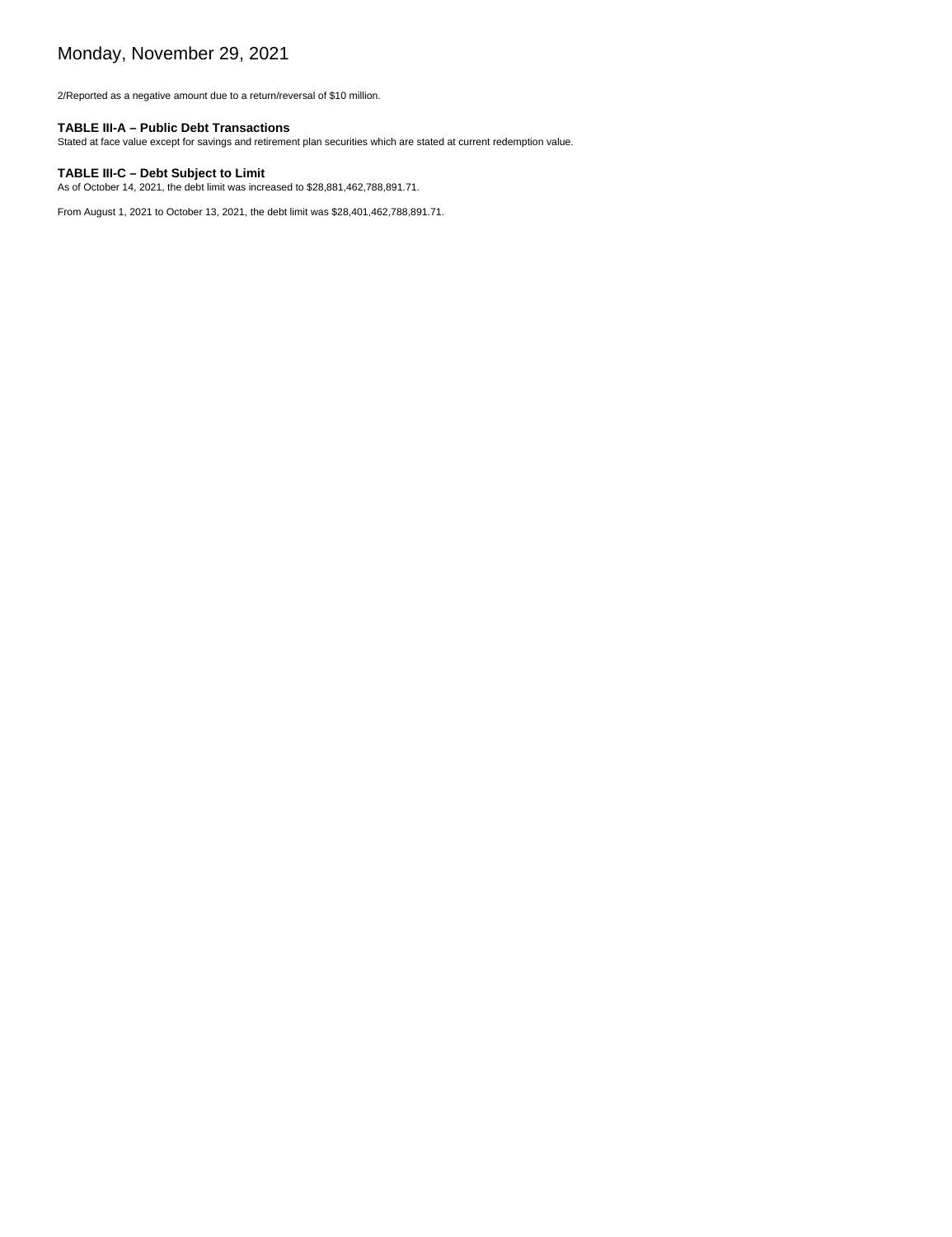Monday, November 29, 2021

2/Reported as a negative amount due to a return/reversal of $10 million.

### TABLE III-A – Public Debt Transactions

Stated at face value except for savings and retirement plan securities which are stated at current redemption value.

### TABLE III-C – Debt Subject to Limit

As of October 14, 2021, the debt limit was increased to $28,881,462,788,891.71.

From August 1, 2021 to October 13, 2021, the debt limit was $28,401,462,788,891.71.